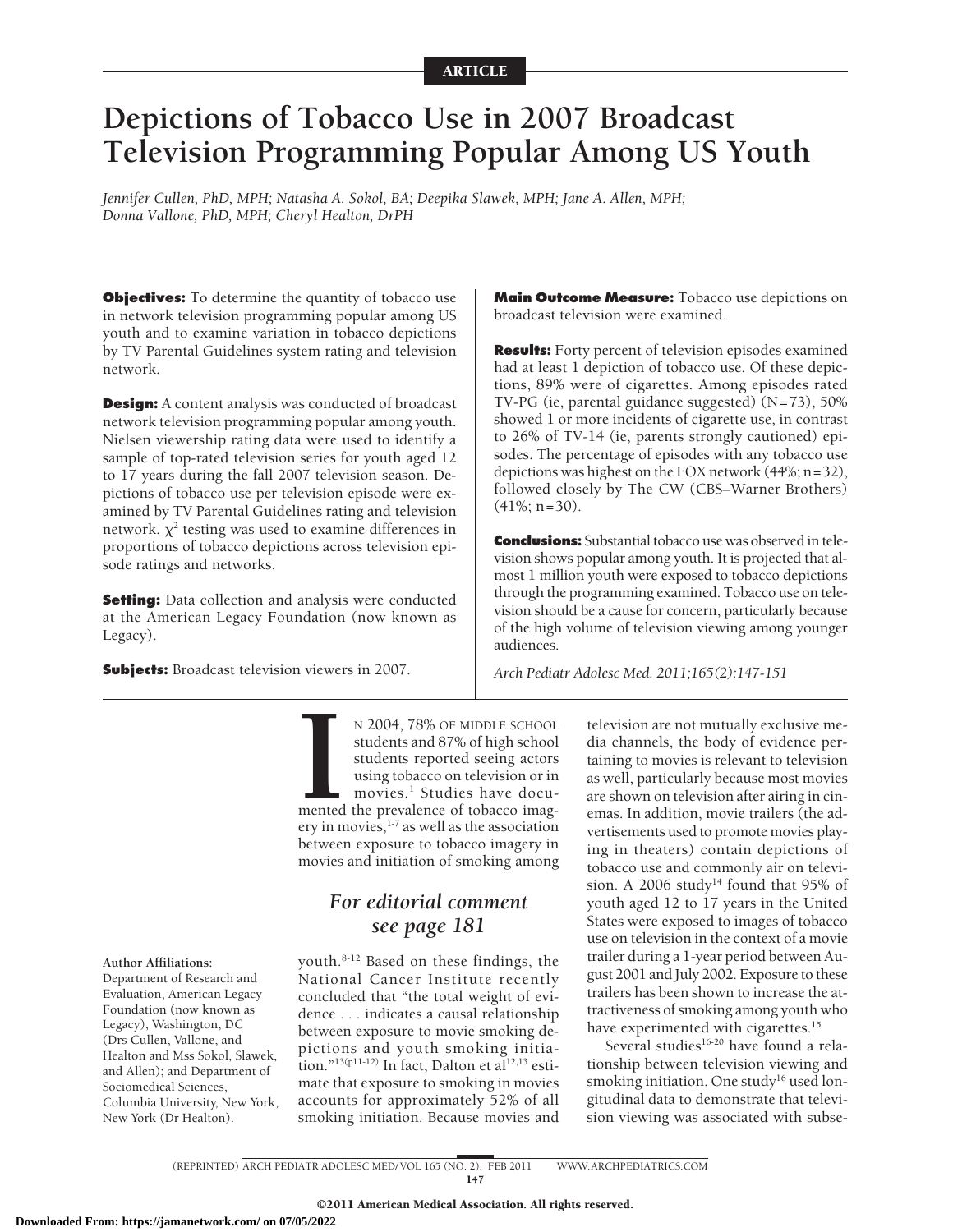ARTICLE

# Depictions of Tobacco Use in 2007 Broadcast Television Programming Popular Among US Youth

*Jennifer Cullen, PhD, MPH; Natasha A. Sokol, BA; Deepika Slawek, MPH; Jane A. Allen, MPH; Donna Vallone, PhD, MPH; Cheryl Healton, DrPH*

**Objectives:** To determine the quantity of tobacco use in network television programming popular among US youth and to examine variation in tobacco depictions by TV Parental Guidelines system rating and television network.

**Design:** A content analysis was conducted of broadcast network television programming popular among youth. Nielsen viewership rating data were used to identify a sample of top-rated television series for youth aged 12 to 17 years during the fall 2007 television season. Depictions of tobacco use per television episode were examined by TV Parental Guidelines rating and television network. $\chi^2$ testing was used to examine differences in proportions of tobacco depictions across television episode ratings and networks.

**Setting:** Data collection and analysis were conducted at the American Legacy Foundation (now known as Legacy).

**Subjects:** Broadcast television viewers in 2007.

**Main Outcome Measure:** Tobacco use depictions on broadcast television were examined.

**Results:** Forty percent of television episodes examined had at least 1 depiction of tobacco use. Of these depictions, 89% were of cigarettes. Among episodes rated TV-PG (ie, parental guidance suggested) (N=73), 50% showed 1 or more incidents of cigarette use, in contrast to 26% of TV-14 (ie, parents strongly cautioned) episodes. The percentage of episodes with any tobacco use depictions was highest on the FOX network (44%; n=32), followed closely by The CW (CBS–Warner Brothers) (41%; n=30).

**Conclusions:** Substantial tobacco use was observed in television shows popular among youth. It is projected that almost 1 million youth were exposed to tobacco depictions through the programming examined. Tobacco use on television should be a cause for concern, particularly because of the high volume of television viewing among younger audiences.

*Arch Pediatr Adolesc Med. 2011;165(2):147-151*

IN 2004, 78% OF MIDDLE SCHOOL students and 87% of high school students reported seeing actors using tobacco on television or in movies.[1] Studies have documented the prevalence of tobacco imagery in movies,[1-7] as well as the association between exposure to tobacco imagery in movies and initiation of smoking among youth.[8-12] Based on these findings, the National Cancer Institute recently concluded that "the total weight of evidence . . . indicates a causal relationship between exposure to movie smoking depictions and youth smoking initiation."[13(p11-12)] In fact, Dalton et al[12,13] estimate that exposure to smoking in movies accounts for approximately 52% of all smoking initiation. Because movies and television are not mutually exclusive media channels, the body of evidence pertaining to movies is relevant to television as well, particularly because most movies are shown on television after airing in cinemas. In addition, movie trailers (the advertisements used to promote movies playing in theaters) contain depictions of tobacco use and commonly air on television. A 2006 study[14] found that 95% of youth aged 12 to 17 years in the United States were exposed to images of tobacco use on television in the context of a movie trailer during a 1-year period between August 2001 and July 2002. Exposure to these trailers has been shown to increase the attractiveness of smoking among youth who have experimented with cigarettes.[15]

*For editorial comment see page 181*

Several studies[16-20] have found a relationship between television viewing and smoking initiation. One study[16] used longitudinal data to demonstrate that television viewing was associated with subse-

**Author Affiliations:** Department of Research and Evaluation, American Legacy Foundation (now known as Legacy), Washington, DC (Drs Cullen, Vallone, and Healton and Mss Sokol, Slawek, and Allen); and Department of Sociomedical Sciences, Columbia University, New York, New York (Dr Healton).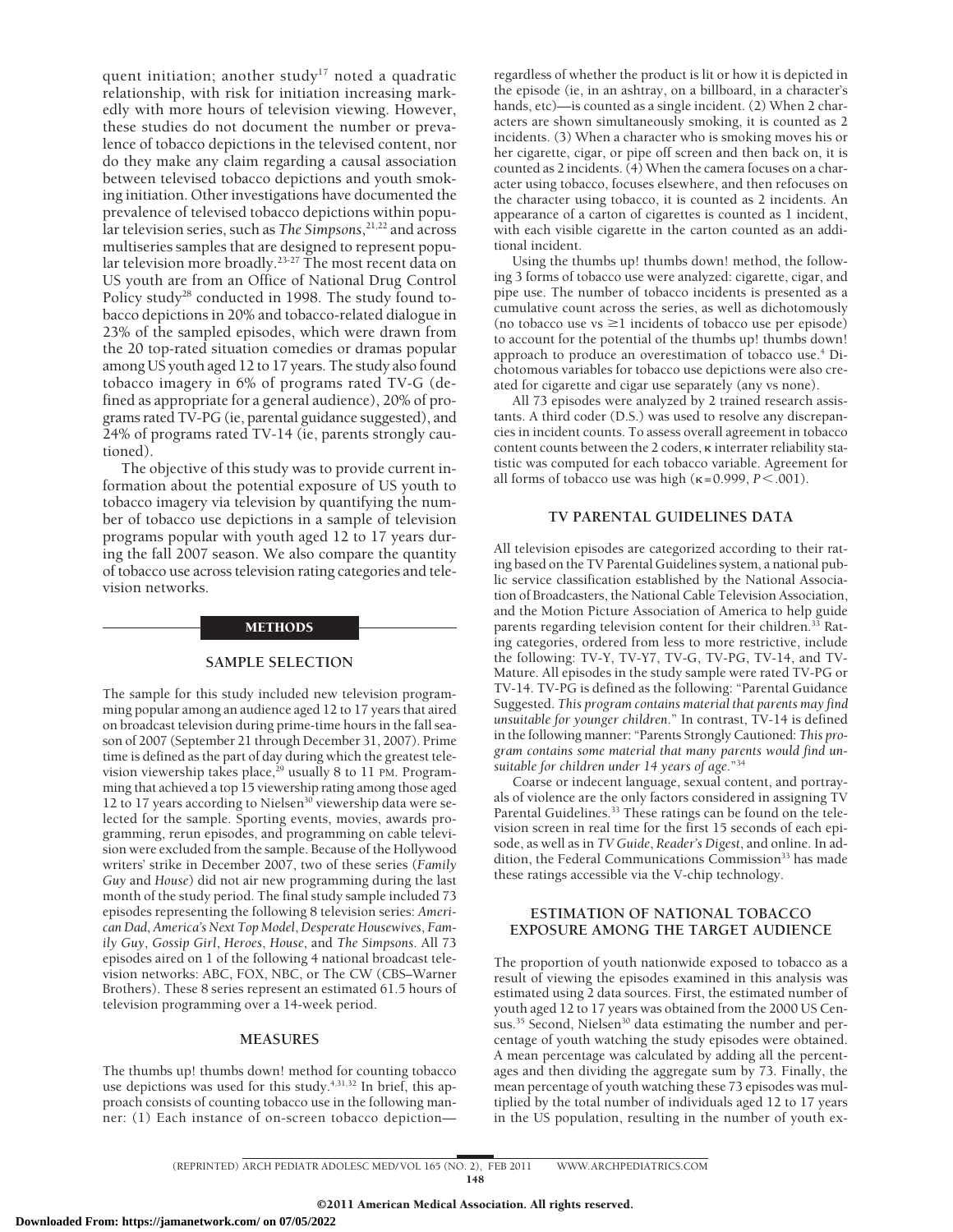quent initiation; another study[17] noted a quadratic relationship, with risk for initiation increasing markedly with more hours of television viewing. However, these studies do not document the number or prevalence of tobacco depictions in the televised content, nor do they make any claim regarding a causal association between televised tobacco depictions and youth smoking initiation. Other investigations have documented the prevalence of televised tobacco depictions within popular television series, such as *The Simpsons*,[21,22] and across multiseries samples that are designed to represent popular television more broadly.[23-27] The most recent data on US youth are from an Office of National Drug Control Policy study[28] conducted in 1998. The study found tobacco depictions in 20% and tobacco-related dialogue in 23% of the sampled episodes, which were drawn from the 20 top-rated situation comedies or dramas popular among US youth aged 12 to 17 years. The study also found tobacco imagery in 6% of programs rated TV-G (defined as appropriate for a general audience), 20% of programs rated TV-PG (ie, parental guidance suggested), and 24% of programs rated TV-14 (ie, parents strongly cautioned).

The objective of this study was to provide current information about the potential exposure of US youth to tobacco imagery via television by quantifying the number of tobacco use depictions in a sample of television programs popular with youth aged 12 to 17 years during the fall 2007 season. We also compare the quantity of tobacco use across television rating categories and television networks.

## METHODS

### SAMPLE SELECTION

The sample for this study included new television programming popular among an audience aged 12 to 17 years that aired on broadcast television during prime-time hours in the fall season of 2007 (September 21 through December 31, 2007). Prime time is defined as the part of day during which the greatest television viewership takes place,[29] usually 8 to 11 PM. Programming that achieved a top 15 viewership rating among those aged 12 to 17 years according to Nielsen[30] viewership data were selected for the sample. Sporting events, movies, awards programming, rerun episodes, and programming on cable television were excluded from the sample. Because of the Hollywood writers' strike in December 2007, two of these series (*Family Guy* and *House*) did not air new programming during the last month of the study period. The final study sample included 73 episodes representing the following 8 television series: *American Dad*, *America's Next Top Model*, *Desperate Housewives*, *Family Guy*, *Gossip Girl*, *Heroes*, *House*, and *The Simpsons*. All 73 episodes aired on 1 of the following 4 national broadcast television networks: ABC, FOX, NBC, or The CW (CBS–Warner Brothers). These 8 series represent an estimated 61.5 hours of television programming over a 14-week period.

### MEASURES

The thumbs up! thumbs down! method for counting tobacco use depictions was used for this study.[4,31,32] In brief, this approach consists of counting tobacco use in the following manner: (1) Each instance of on-screen tobacco depiction—regardless of whether the product is lit or how it is depicted in the episode (ie, in an ashtray, on a billboard, in a character's hands, etc)—is counted as a single incident. (2) When 2 characters are shown simultaneously smoking, it is counted as 2 incidents. (3) When a character who is smoking moves his or her cigarette, cigar, or pipe off screen and then back on, it is counted as 2 incidents. (4) When the camera focuses on a character using tobacco, focuses elsewhere, and then refocuses on the character using tobacco, it is counted as 2 incidents. An appearance of a carton of cigarettes is counted as 1 incident, with each visible cigarette in the carton counted as an additional incident.

Using the thumbs up! thumbs down! method, the following 3 forms of tobacco use were analyzed: cigarette, cigar, and pipe use. The number of tobacco incidents is presented as a cumulative count across the series, as well as dichotomously (no tobacco use vs $\geq$1 incidents of tobacco use per episode) to account for the potential of the thumbs up! thumbs down! approach to produce an overestimation of tobacco use.[4] Dichotomous variables for tobacco use depictions were also created for cigarette and cigar use separately (any vs none).

All 73 episodes were analyzed by 2 trained research assistants. A third coder (D.S.) was used to resolve any discrepancies in incident counts. To assess overall agreement in tobacco content counts between the 2 coders, $\kappa$ interrater reliability statistic was computed for each tobacco variable. Agreement for all forms of tobacco use was high ($\kappa = 0.999$, $P < .001$).

### TV PARENTAL GUIDELINES DATA

All television episodes are categorized according to their rating based on the TV Parental Guidelines system, a national public service classification established by the National Association of Broadcasters, the National Cable Television Association, and the Motion Picture Association of America to help guide parents regarding television content for their children.[33] Rating categories, ordered from less to more restrictive, include the following: TV-Y, TV-Y7, TV-G, TV-PG, TV-14, and TV-Mature. All episodes in the study sample were rated TV-PG or TV-14. TV-PG is defined as the following: "Parental Guidance Suggested. *This program contains material that parents may find unsuitable for younger children*." In contrast, TV-14 is defined in the following manner: "Parents Strongly Cautioned: *This program contains some material that many parents would find unsuitable for children under 14 years of age*."[34]

Coarse or indecent language, sexual content, and portrayals of violence are the only factors considered in assigning TV Parental Guidelines.[33] These ratings can be found on the television screen in real time for the first 15 seconds of each episode, as well as in *TV Guide*, *Reader's Digest*, and online. In addition, the Federal Communications Commission[33] has made these ratings accessible via the V-chip technology.

### ESTIMATION OF NATIONAL TOBACCO EXPOSURE AMONG THE TARGET AUDIENCE

The proportion of youth nationwide exposed to tobacco as a result of viewing the episodes examined in this analysis was estimated using 2 data sources. First, the estimated number of youth aged 12 to 17 years was obtained from the 2000 US Census.[35] Second, Nielsen[30] data estimating the number and percentage of youth watching the study episodes were obtained. A mean percentage was calculated by adding all the percentages and then dividing the aggregate sum by 73. Finally, the mean percentage of youth watching these 73 episodes was multiplied by the total number of individuals aged 12 to 17 years in the US population, resulting in the number of youth ex-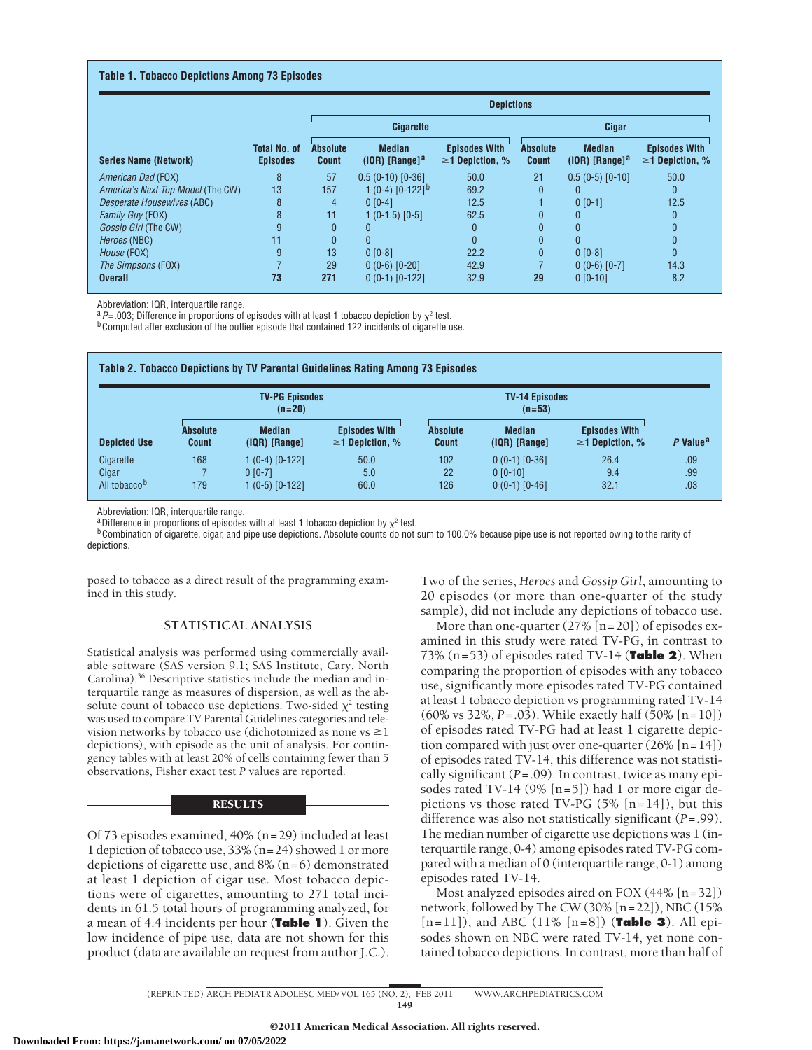**Table 1. Tobacco Depictions Among 73 Episodes**

| Series Name (Network) | Total No. of Episodes | Depictions: Cigarette Absolute Count | Cigarette Median (IQR) [Range][a] | Cigarette Episodes With ≥1 Depiction, % | Cigar Absolute Count | Cigar Median (IQR) [Range][a] | Cigar Episodes With ≥1 Depiction, % |
|---|---|---|---|---|---|---|---|
| *American Dad* (FOX) | 8 | 57 | 0.5 (0-10) [0-36] | 50.0 | 21 | 0.5 (0-5) [0-10] | 50.0 |
| *America's Next Top Model* (The CW) | 13 | 157 | 1 (0-4) [0-122][b] | 69.2 | 0 | 0 | 0 |
| *Desperate Housewives* (ABC) | 8 | 4 | 0 [0-4] | 12.5 | 1 | 0 [0-1] | 12.5 |
| *Family Guy* (FOX) | 8 | 11 | 1 (0-1.5) [0-5] | 62.5 | 0 | 0 | 0 |
| *Gossip Girl* (The CW) | 9 | 0 | 0 | 0 | 0 | 0 | 0 |
| *Heroes* (NBC) | 11 | 0 | 0 | 0 | 0 | 0 | 0 |
| *House* (FOX) | 9 | 13 | 0 [0-8] | 22.2 | 0 | 0 [0-8] | 0 |
| *The Simpsons* (FOX) | 7 | 29 | 0 (0-6) [0-20] | 42.9 | 7 | 0 (0-6) [0-7] | 14.3 |
| **Overall** | **73** | **271** | 0 (0-1) [0-122] | 32.9 | **29** | 0 [0-10] | 8.2 |

Abbreviation: IQR, interquartile range.

[a] $P = .003$; Difference in proportions of episodes with at least 1 tobacco depiction by $\chi^2$ test.

[b] Computed after exclusion of the outlier episode that contained 122 incidents of cigarette use.

**Table 2. Tobacco Depictions by TV Parental Guidelines Rating Among 73 Episodes**

| Depicted Use | TV-PG Episodes (n=20) Absolute Count | TV-PG Median (IQR) [Range] | TV-PG Episodes With ≥1 Depiction, % | TV-14 Episodes (n=53) Absolute Count | TV-14 Median (IQR) [Range] | TV-14 Episodes With ≥1 Depiction, % | *P* Value[a] |
|---|---|---|---|---|---|---|---|
| Cigarette | 168 | 1 (0-4) [0-122] | 50.0 | 102 | 0 (0-1) [0-36] | 26.4 | .09 |
| Cigar | 7 | 0 [0-7] | 5.0 | 22 | 0 [0-10] | 9.4 | .99 |
| All tobacco[b] | 179 | 1 (0-5) [0-122] | 60.0 | 126 | 0 (0-1) [0-46] | 32.1 | .03 |

Abbreviation: IQR, interquartile range.

[a] Difference in proportions of episodes with at least 1 tobacco depiction by $\chi^2$ test.

[b] Combination of cigarette, cigar, and pipe use depictions. Absolute counts do not sum to 100.0% because pipe use is not reported owing to the rarity of depictions.

posed to tobacco as a direct result of the programming examined in this study.

### STATISTICAL ANALYSIS

Statistical analysis was performed using commercially available software (SAS version 9.1; SAS Institute, Cary, North Carolina).[36] Descriptive statistics include the median and interquartile range as measures of dispersion, as well as the absolute count of tobacco use depictions. Two-sided $\chi^2$ testing was used to compare TV Parental Guidelines categories and television networks by tobacco use (dichotomized as none vs ≥1 depictions), with episode as the unit of analysis. For contingency tables with at least 20% of cells containing fewer than 5 observations, Fisher exact test *P* values are reported.

## RESULTS

Of 73 episodes examined, 40% (n=29) included at least 1 depiction of tobacco use, 33% (n=24) showed 1 or more depictions of cigarette use, and 8% (n=6) demonstrated at least 1 depiction of cigar use. Most tobacco depictions were of cigarettes, amounting to 271 total incidents in 61.5 total hours of programming analyzed, for a mean of 4.4 incidents per hour (**Table 1**). Given the low incidence of pipe use, data are not shown for this product (data are available on request from author J.C.). Two of the series, *Heroes* and *Gossip Girl*, amounting to 20 episodes (or more than one-quarter of the study sample), did not include any depictions of tobacco use.

More than one-quarter (27% [n=20]) of episodes examined in this study were rated TV-PG, in contrast to 73% (n=53) of episodes rated TV-14 (**Table 2**). When comparing the proportion of episodes with any tobacco use, significantly more episodes rated TV-PG contained at least 1 tobacco depiction vs programming rated TV-14 (60% vs 32%, $P = .03$). While exactly half (50% [n=10]) of episodes rated TV-PG had at least 1 cigarette depiction compared with just over one-quarter (26% [n=14]) of episodes rated TV-14, this difference was not statistically significant ($P = .09$). In contrast, twice as many episodes rated TV-14 (9% [n=5]) had 1 or more cigar depictions vs those rated TV-PG (5% [n=14]), but this difference was also not statistically significant ($P = .99$). The median number of cigarette use depictions was 1 (interquartile range, 0-4) among episodes rated TV-PG compared with a median of 0 (interquartile range, 0-1) among episodes rated TV-14.

Most analyzed episodes aired on FOX (44% [n=32]) network, followed by The CW (30% [n=22]), NBC (15% [n=11]), and ABC (11% [n=8]) (**Table 3**). All episodes shown on NBC were rated TV-14, yet none contained tobacco depictions. In contrast, more than half of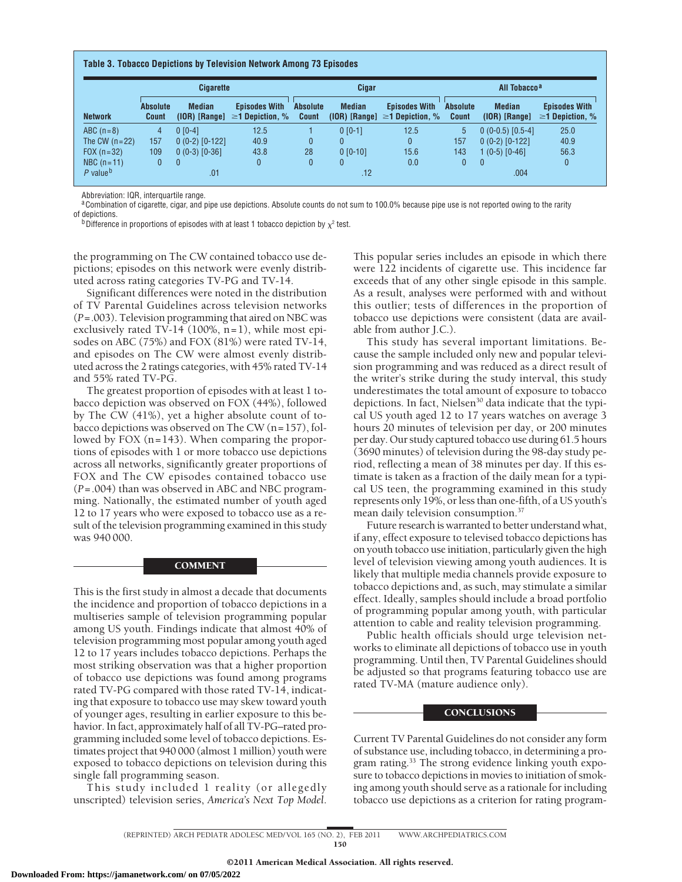**Table 3. Tobacco Depictions by Television Network Among 73 Episodes**

| | Cigarette | | | Cigar | | | All Tobacco[a] | | |
|---|---|---|---|---|---|---|---|---|---|
| Network | Absolute Count | Median (IQR) [Range] | Episodes With ≥1 Depiction, % | Absolute Count | Median (IQR) [Range] | Episodes With ≥1 Depiction, % | Absolute Count | Median (IQR) [Range] | Episodes With ≥1 Depiction, % |
| ABC (n=8) | 4 | 0 [0-4] | 12.5 | 1 | 0 [0-1] | 12.5 | 5 | 0 (0-0.5) [0.5-4] | 25.0 |
| The CW (n=22) | 157 | 0 (0-2) [0-122] | 40.9 | 0 | 0 | 0 | 157 | 0 (0-2) [0-122] | 40.9 |
| FOX (n=32) | 109 | 0 (0-3) [0-36] | 43.8 | 28 | 0 [0-10] | 15.6 | 143 | 1 (0-5) [0-46] | 56.3 |
| NBC (n=11) | 0 | 0 | 0 | 0 | 0 | 0.0 | 0 | 0 | 0 |
| *P* value[b] | | .01 | | | .12 | | | .004 | |

Abbreviation: IQR, interquartile range.

[a] Combination of cigarette, cigar, and pipe use depictions. Absolute counts do not sum to 100.0% because pipe use is not reported owing to the rarity of depictions.

[b] Difference in proportions of episodes with at least 1 tobacco depiction by $\chi^2$ test.

the programming on The CW contained tobacco use depictions; episodes on this network were evenly distributed across rating categories TV-PG and TV-14.

Significant differences were noted in the distribution of TV Parental Guidelines across television networks ($P=.003$). Television programming that aired on NBC was exclusively rated TV-14 (100%, n=1), while most episodes on ABC (75%) and FOX (81%) were rated TV-14, and episodes on The CW were almost evenly distributed across the 2 ratings categories, with 45% rated TV-14 and 55% rated TV-PG.

The greatest proportion of episodes with at least 1 tobacco depiction was observed on FOX (44%), followed by The CW (41%), yet a higher absolute count of tobacco depictions was observed on The CW (n=157), followed by FOX (n=143). When comparing the proportions of episodes with 1 or more tobacco use depictions across all networks, significantly greater proportions of FOX and The CW episodes contained tobacco use ($P=.004$) than was observed in ABC and NBC programming. Nationally, the estimated number of youth aged 12 to 17 years who were exposed to tobacco use as a result of the television programming examined in this study was 940 000.

## COMMENT

This is the first study in almost a decade that documents the incidence and proportion of tobacco depictions in a multiseries sample of television programming popular among US youth. Findings indicate that almost 40% of television programming most popular among youth aged 12 to 17 years includes tobacco depictions. Perhaps the most striking observation was that a higher proportion of tobacco use depictions was found among programs rated TV-PG compared with those rated TV-14, indicating that exposure to tobacco use may skew toward youth of younger ages, resulting in earlier exposure to this behavior. In fact, approximately half of all TV-PG–rated programming included some level of tobacco depictions. Estimates project that 940 000 (almost 1 million) youth were exposed to tobacco depictions on television during this single fall programming season.

This study included 1 reality (or allegedly unscripted) television series, *America's Next Top Model*. This popular series includes an episode in which there were 122 incidents of cigarette use. This incidence far exceeds that of any other single episode in this sample. As a result, analyses were performed with and without this outlier; tests of differences in the proportion of tobacco use depictions were consistent (data are available from author J.C.).

This study has several important limitations. Because the sample included only new and popular television programming and was reduced as a direct result of the writer's strike during the study interval, this study underestimates the total amount of exposure to tobacco depictions. In fact, Nielsen[30] data indicate that the typical US youth aged 12 to 17 years watches on average 3 hours 20 minutes of television per day, or 200 minutes per day. Our study captured tobacco use during 61.5 hours (3690 minutes) of television during the 98-day study period, reflecting a mean of 38 minutes per day. If this estimate is taken as a fraction of the daily mean for a typical US teen, the programming examined in this study represents only 19%, or less than one-fifth, of a US youth's mean daily television consumption.[37]

Future research is warranted to better understand what, if any, effect exposure to televised tobacco depictions has on youth tobacco use initiation, particularly given the high level of television viewing among youth audiences. It is likely that multiple media channels provide exposure to tobacco depictions and, as such, may stimulate a similar effect. Ideally, samples should include a broad portfolio of programming popular among youth, with particular attention to cable and reality television programming.

Public health officials should urge television networks to eliminate all depictions of tobacco use in youth programming. Until then, TV Parental Guidelines should be adjusted so that programs featuring tobacco use are rated TV-MA (mature audience only).

## CONCLUSIONS

Current TV Parental Guidelines do not consider any form of substance use, including tobacco, in determining a program rating.[33] The strong evidence linking youth exposure to tobacco depictions in movies to initiation of smoking among youth should serve as a rationale for including tobacco use depictions as a criterion for rating program-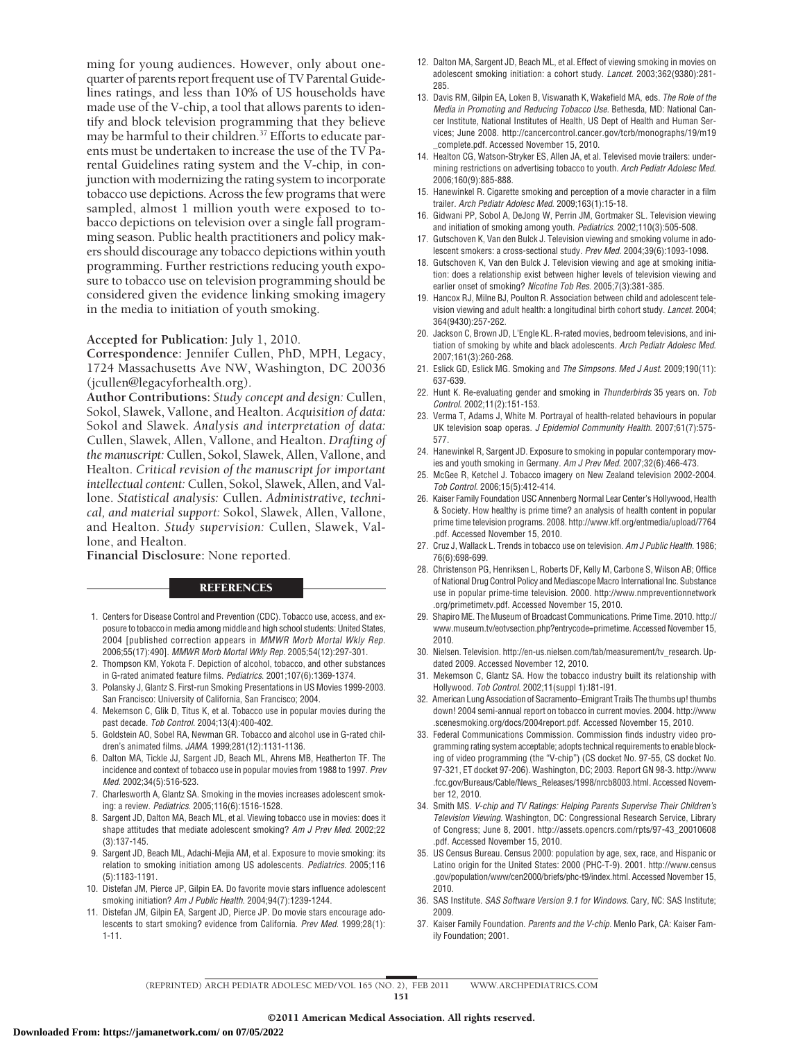ming for young audiences. However, only about one-quarter of parents report frequent use of TV Parental Guidelines ratings, and less than 10% of US households have made use of the V-chip, a tool that allows parents to identify and block television programming that they believe may be harmful to their children.[37] Efforts to educate parents must be undertaken to increase the use of the TV Parental Guidelines rating system and the V-chip, in conjunction with modernizing the rating system to incorporate tobacco use depictions. Across the few programs that were sampled, almost 1 million youth were exposed to tobacco depictions on television over a single fall programming season. Public health practitioners and policy makers should discourage any tobacco depictions within youth programming. Further restrictions reducing youth exposure to tobacco use on television programming should be considered given the evidence linking smoking imagery in the media to initiation of youth smoking.

**Accepted for Publication:** July 1, 2010.

**Correspondence:** Jennifer Cullen, PhD, MPH, Legacy, 1724 Massachusetts Ave NW, Washington, DC 20036 (jcullen@legacyforhealth.org).

**Author Contributions:** *Study concept and design:* Cullen, Sokol, Slawek, Vallone, and Healton. *Acquisition of data:* Sokol and Slawek. *Analysis and interpretation of data:* Cullen, Slawek, Allen, Vallone, and Healton. *Drafting of the manuscript:* Cullen, Sokol, Slawek, Allen, Vallone, and Healton. *Critical revision of the manuscript for important intellectual content:* Cullen, Sokol, Slawek, Allen, and Vallone. *Statistical analysis:* Cullen. *Administrative, technical, and material support:* Sokol, Slawek, Allen, Vallone, and Healton. *Study supervision:* Cullen, Slawek, Vallone, and Healton.

**Financial Disclosure:** None reported.

## REFERENCES

1. Centers for Disease Control and Prevention (CDC). Tobacco use, access, and exposure to tobacco in media among middle and high school students: United States, 2004 [published correction appears in *MMWR Morb Mortal Wkly Rep*. 2006;55(17):490]. *MMWR Morb Mortal Wkly Rep*. 2005;54(12):297-301.
2. Thompson KM, Yokota F. Depiction of alcohol, tobacco, and other substances in G-rated animated feature films. *Pediatrics*. 2001;107(6):1369-1374.
3. Polansky J, Glantz S. First-run Smoking Presentations in US Movies 1999-2003. San Francisco: University of California, San Francisco; 2004.
4. Mekemson C, Glik D, Titus K, et al. Tobacco use in popular movies during the past decade. *Tob Control*. 2004;13(4):400-402.
5. Goldstein AO, Sobel RA, Newman GR. Tobacco and alcohol use in G-rated children's animated films. *JAMA*. 1999;281(12):1131-1136.
6. Dalton MA, Tickle JJ, Sargent JD, Beach ML, Ahrens MB, Heatherton TF. The incidence and context of tobacco use in popular movies from 1988 to 1997. *Prev Med*. 2002;34(5):516-523.
7. Charlesworth A, Glantz SA. Smoking in the movies increases adolescent smoking: a review. *Pediatrics*. 2005;116(6):1516-1528.
8. Sargent JD, Dalton MA, Beach ML, et al. Viewing tobacco use in movies: does it shape attitudes that mediate adolescent smoking? *Am J Prev Med*. 2002;22(3):137-145.
9. Sargent JD, Beach ML, Adachi-Mejia AM, et al. Exposure to movie smoking: its relation to smoking initiation among US adolescents. *Pediatrics*. 2005;116(5):1183-1191.
10. Distefan JM, Pierce JP, Gilpin EA. Do favorite movie stars influence adolescent smoking initiation? *Am J Public Health*. 2004;94(7):1239-1244.
11. Distefan JM, Gilpin EA, Sargent JD, Pierce JP. Do movie stars encourage adolescents to start smoking? evidence from California. *Prev Med*. 1999;28(1):1-11.
12. Dalton MA, Sargent JD, Beach ML, et al. Effect of viewing smoking in movies on adolescent smoking initiation: a cohort study. *Lancet*. 2003;362(9380):281-285.
13. Davis RM, Gilpin EA, Loken B, Viswanath K, Wakefield MA, eds. *The Role of the Media in Promoting and Reducing Tobacco Use*. Bethesda, MD: National Cancer Institute, National Institutes of Health, US Dept of Health and Human Services; June 2008. http://cancercontrol.cancer.gov/tcrb/monographs/19/m19_complete.pdf. Accessed November 15, 2010.
14. Healton CG, Watson-Stryker ES, Allen JA, et al. Televised movie trailers: undermining restrictions on advertising tobacco to youth. *Arch Pediatr Adolesc Med*. 2006;160(9):885-888.
15. Hanewinkel R. Cigarette smoking and perception of a movie character in a film trailer. *Arch Pediatr Adolesc Med*. 2009;163(1):15-18.
16. Gidwani PP, Sobol A, DeJong W, Perrin JM, Gortmaker SL. Television viewing and initiation of smoking among youth. *Pediatrics*. 2002;110(3):505-508.
17. Gutschoven K, Van den Bulck J. Television viewing and smoking volume in adolescent smokers: a cross-sectional study. *Prev Med*. 2004;39(6):1093-1098.
18. Gutschoven K, Van den Bulck J. Television viewing and age at smoking initiation: does a relationship exist between higher levels of television viewing and earlier onset of smoking? *Nicotine Tob Res*. 2005;7(3):381-385.
19. Hancox RJ, Milne BJ, Poulton R. Association between child and adolescent television viewing and adult health: a longitudinal birth cohort study. *Lancet*. 2004;364(9430):257-262.
20. Jackson C, Brown JD, L'Engle KL. R-rated movies, bedroom televisions, and initiation of smoking by white and black adolescents. *Arch Pediatr Adolesc Med*. 2007;161(3):260-268.
21. Eslick GD, Eslick MG. Smoking and *The Simpsons*. *Med J Aust*. 2009;190(11):637-639.
22. Hunt K. Re-evaluating gender and smoking in *Thunderbirds* 35 years on. *Tob Control*. 2002;11(2):151-153.
23. Verma T, Adams J, White M. Portrayal of health-related behaviours in popular UK television soap operas. *J Epidemiol Community Health*. 2007;61(7):575-577.
24. Hanewinkel R, Sargent JD. Exposure to smoking in popular contemporary movies and youth smoking in Germany. *Am J Prev Med*. 2007;32(6):466-473.
25. McGee R, Ketchel J. Tobacco imagery on New Zealand television 2002-2004. *Tob Control*. 2006;15(5):412-414.
26. Kaiser Family Foundation USC Annenberg Normal Lear Center's Hollywood, Health & Society. How healthy is prime time? an analysis of health content in popular prime time television programs. 2008. http://www.kff.org/entmedia/upload/7764.pdf. Accessed November 15, 2010.
27. Cruz J, Wallack L. Trends in tobacco use on television. *Am J Public Health*. 1986;76(6):698-699.
28. Christenson PG, Henriksen L, Roberts DF, Kelly M, Carbone S, Wilson AB; Office of National Drug Control Policy and Mediascope Macro International Inc. Substance use in popular prime-time television. 2000. http://www.nmpreventionnetwork.org/primetimetv.pdf. Accessed November 15, 2010.
29. Shapiro ME. The Museum of Broadcast Communications. Prime Time. 2010. http://www.museum.tv/eotvsection.php?entrycode=primetime. Accessed November 15, 2010.
30. Nielsen. Television. http://en-us.nielsen.com/tab/measurement/tv_research. Updated 2009. Accessed November 12, 2010.
31. Mekemson C, Glantz SA. How the tobacco industry built its relationship with Hollywood. *Tob Control*. 2002;11(suppl 1):I81-I91.
32. American Lung Association of Sacramento–Emigrant Trails The thumbs up! thumbs down! 2004 semi-annual report on tobacco in current movies. 2004. http://www.scenesmoking.org/docs/2004report.pdf. Accessed November 15, 2010.
33. Federal Communications Commission. Commission finds industry video programming rating system acceptable; adopts technical requirements to enable blocking of video programming (the "V-chip") (CS docket No. 97-55, CS docket No. 97-321, ET docket 97-206). Washington, DC; 2003. Report GN 98-3. http://www.fcc.gov/Bureaus/Cable/News_Releases/1998/nrcb8003.html. Accessed November 12, 2010.
34. Smith MS. *V-chip and TV Ratings: Helping Parents Supervise Their Children's Television Viewing*. Washington, DC: Congressional Research Service, Library of Congress; June 8, 2001. http://assets.opencrs.com/rpts/97-43_20010608.pdf. Accessed November 15, 2010.
35. US Census Bureau. Census 2000: population by age, sex, race, and Hispanic or Latino origin for the United States: 2000 (PHC-T-9). 2001. http://www.census.gov/population/www/cen2000/briefs/phc-t9/index.html. Accessed November 15, 2010.
36. SAS Institute. *SAS Software Version 9.1 for Windows*. Cary, NC: SAS Institute; 2009.
37. Kaiser Family Foundation. *Parents and the V-chip*. Menlo Park, CA: Kaiser Family Foundation; 2001.